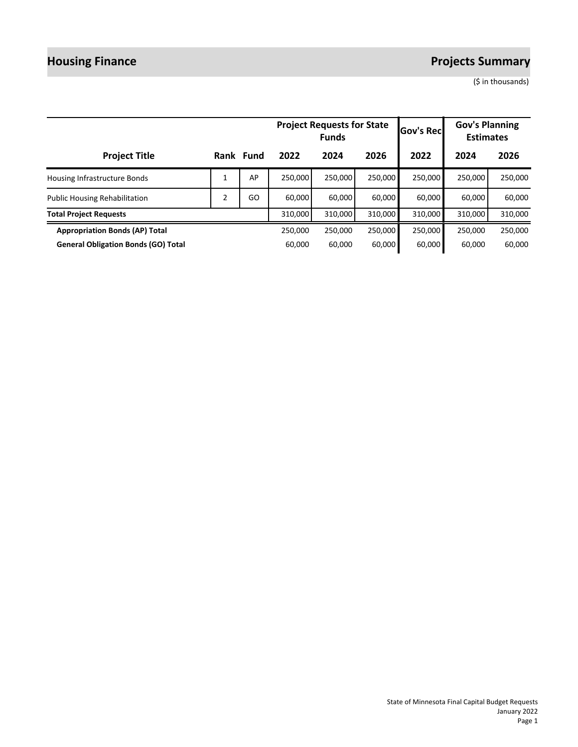# Housing Finance

# Projects Summary

($ in thousands)

| Project Title | Rank | Fund | Project Requests for State Funds | | | Gov's Rec | Gov's Planning Estimates | |
|---|---|---|---|---|---|---|---|---|
| | | | 2022 | 2024 | 2026 | 2022 | 2024 | 2026 |
| Housing Infrastructure Bonds | 1 | AP | 250,000 | 250,000 | 250,000 | 250,000 | 250,000 | 250,000 |
| Public Housing Rehabilitation | 2 | GO | 60,000 | 60,000 | 60,000 | 60,000 | 60,000 | 60,000 |
| **Total Project Requests** | | | 310,000 | 310,000 | 310,000 | 310,000 | 310,000 | 310,000 |
| **Appropriation Bonds (AP) Total** | | | 250,000 | 250,000 | 250,000 | 250,000 | 250,000 | 250,000 |
| **General Obligation Bonds (GO) Total** | | | 60,000 | 60,000 | 60,000 | 60,000 | 60,000 | 60,000 |

State of Minnesota Final Capital Budget Requests
January 2022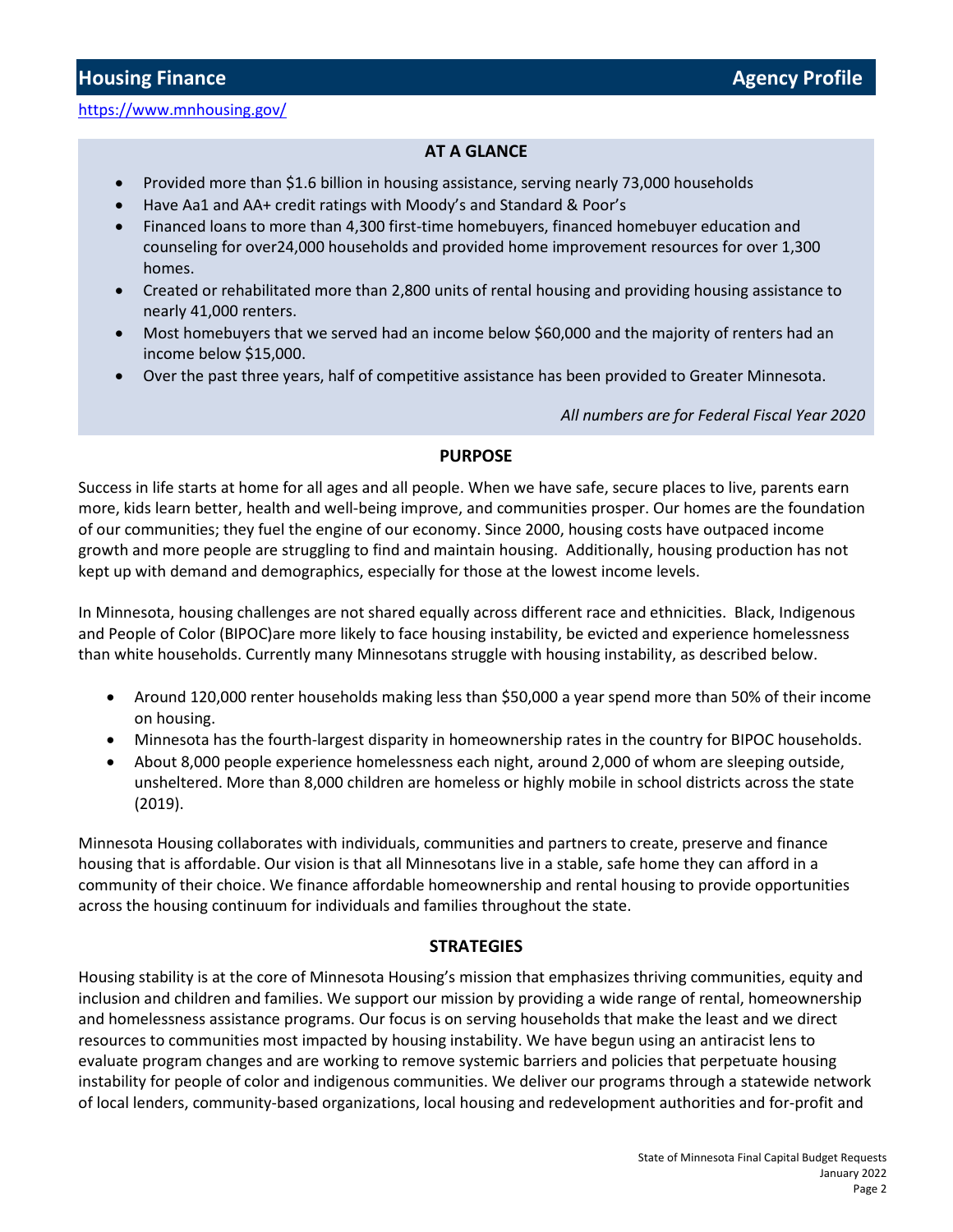## Housing Finance — Agency Profile

https://www.mnhousing.gov/

### AT A GLANCE

- Provided more than $1.6 billion in housing assistance, serving nearly 73,000 households
- Have Aa1 and AA+ credit ratings with Moody's and Standard & Poor's
- Financed loans to more than 4,300 first-time homebuyers, financed homebuyer education and counseling for over24,000 households and provided home improvement resources for over 1,300 homes.
- Created or rehabilitated more than 2,800 units of rental housing and providing housing assistance to nearly 41,000 renters.
- Most homebuyers that we served had an income below $60,000 and the majority of renters had an income below $15,000.
- Over the past three years, half of competitive assistance has been provided to Greater Minnesota.

*All numbers are for Federal Fiscal Year 2020*

### PURPOSE

Success in life starts at home for all ages and all people. When we have safe, secure places to live, parents earn more, kids learn better, health and well-being improve, and communities prosper. Our homes are the foundation of our communities; they fuel the engine of our economy. Since 2000, housing costs have outpaced income growth and more people are struggling to find and maintain housing. Additionally, housing production has not kept up with demand and demographics, especially for those at the lowest income levels.

In Minnesota, housing challenges are not shared equally across different race and ethnicities. Black, Indigenous and People of Color (BIPOC)are more likely to face housing instability, be evicted and experience homelessness than white households. Currently many Minnesotans struggle with housing instability, as described below.

- Around 120,000 renter households making less than $50,000 a year spend more than 50% of their income on housing.
- Minnesota has the fourth-largest disparity in homeownership rates in the country for BIPOC households.
- About 8,000 people experience homelessness each night, around 2,000 of whom are sleeping outside, unsheltered. More than 8,000 children are homeless or highly mobile in school districts across the state (2019).

Minnesota Housing collaborates with individuals, communities and partners to create, preserve and finance housing that is affordable. Our vision is that all Minnesotans live in a stable, safe home they can afford in a community of their choice. We finance affordable homeownership and rental housing to provide opportunities across the housing continuum for individuals and families throughout the state.

### STRATEGIES

Housing stability is at the core of Minnesota Housing's mission that emphasizes thriving communities, equity and inclusion and children and families. We support our mission by providing a wide range of rental, homeownership and homelessness assistance programs. Our focus is on serving households that make the least and we direct resources to communities most impacted by housing instability. We have begun using an antiracist lens to evaluate program changes and are working to remove systemic barriers and policies that perpetuate housing instability for people of color and indigenous communities. We deliver our programs through a statewide network of local lenders, community-based organizations, local housing and redevelopment authorities and for-profit and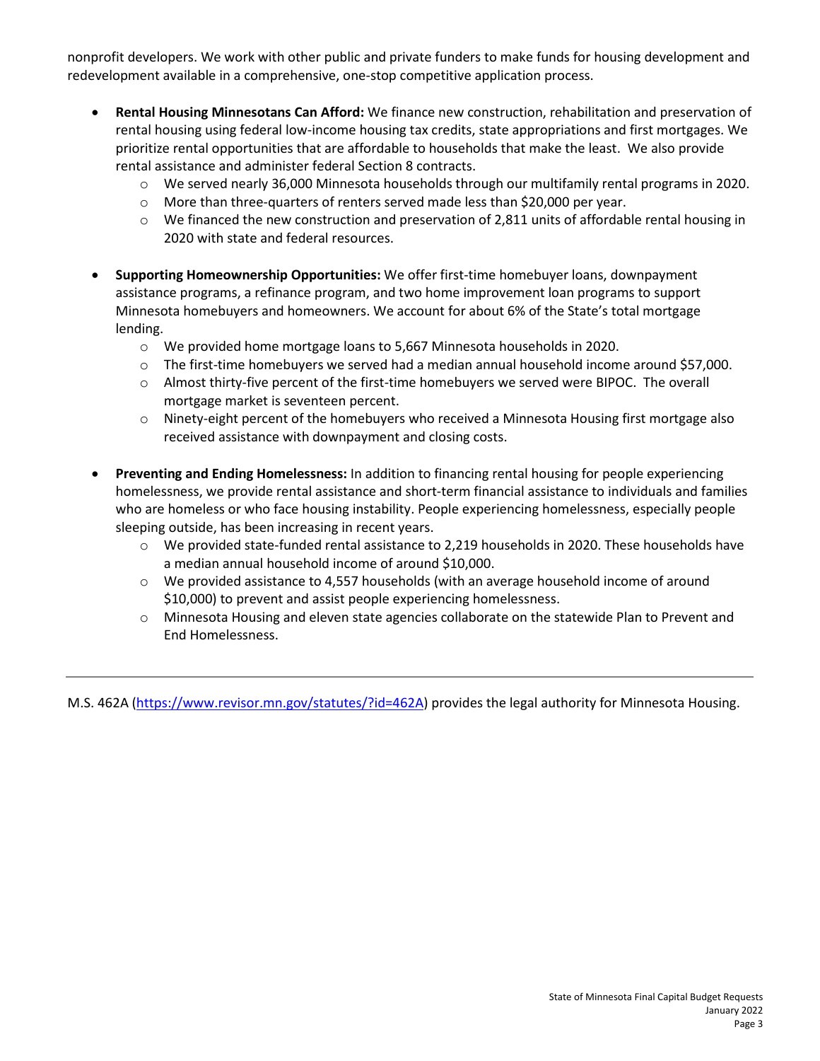nonprofit developers. We work with other public and private funders to make funds for housing development and redevelopment available in a comprehensive, one-stop competitive application process.

- **Rental Housing Minnesotans Can Afford:** We finance new construction, rehabilitation and preservation of rental housing using federal low-income housing tax credits, state appropriations and first mortgages. We prioritize rental opportunities that are affordable to households that make the least. We also provide rental assistance and administer federal Section 8 contracts.
  - We served nearly 36,000 Minnesota households through our multifamily rental programs in 2020.
  - More than three-quarters of renters served made less than $20,000 per year.
  - We financed the new construction and preservation of 2,811 units of affordable rental housing in 2020 with state and federal resources.

- **Supporting Homeownership Opportunities:** We offer first-time homebuyer loans, downpayment assistance programs, a refinance program, and two home improvement loan programs to support Minnesota homebuyers and homeowners. We account for about 6% of the State's total mortgage lending.
  - We provided home mortgage loans to 5,667 Minnesota households in 2020.
  - The first-time homebuyers we served had a median annual household income around $57,000.
  - Almost thirty-five percent of the first-time homebuyers we served were BIPOC. The overall mortgage market is seventeen percent.
  - Ninety-eight percent of the homebuyers who received a Minnesota Housing first mortgage also received assistance with downpayment and closing costs.

- **Preventing and Ending Homelessness:** In addition to financing rental housing for people experiencing homelessness, we provide rental assistance and short-term financial assistance to individuals and families who are homeless or who face housing instability. People experiencing homelessness, especially people sleeping outside, has been increasing in recent years.
  - We provided state-funded rental assistance to 2,219 households in 2020. These households have a median annual household income of around $10,000.
  - We provided assistance to 4,557 households (with an average household income of around $10,000) to prevent and assist people experiencing homelessness.
  - Minnesota Housing and eleven state agencies collaborate on the statewide Plan to Prevent and End Homelessness.

---

M.S. 462A (https://www.revisor.mn.gov/statutes/?id=462A) provides the legal authority for Minnesota Housing.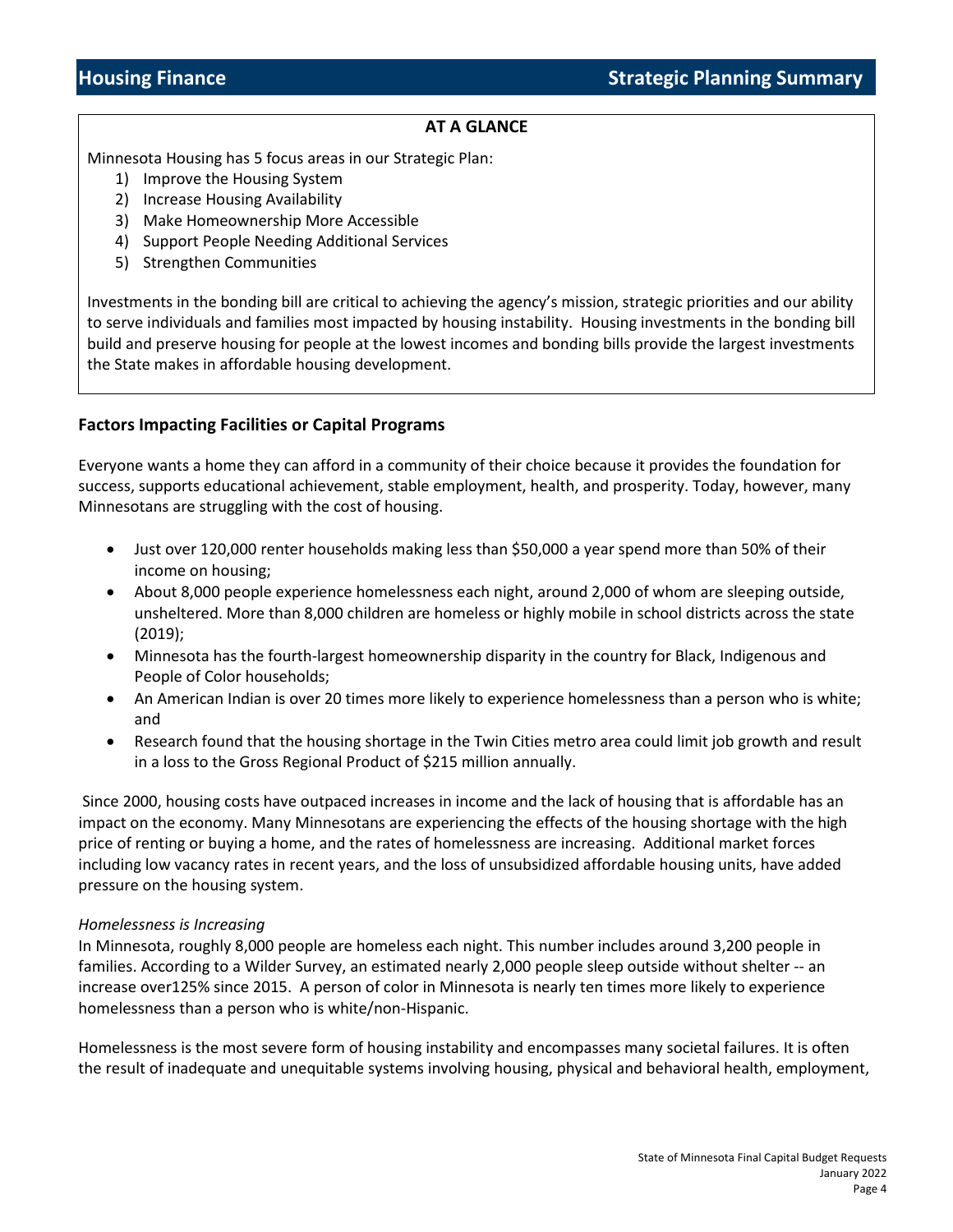## Housing Finance — Strategic Planning Summary

### AT A GLANCE

Minnesota Housing has 5 focus areas in our Strategic Plan:

1) Improve the Housing System
2) Increase Housing Availability
3) Make Homeownership More Accessible
4) Support People Needing Additional Services
5) Strengthen Communities

Investments in the bonding bill are critical to achieving the agency's mission, strategic priorities and our ability to serve individuals and families most impacted by housing instability. Housing investments in the bonding bill build and preserve housing for people at the lowest incomes and bonding bills provide the largest investments the State makes in affordable housing development.

### Factors Impacting Facilities or Capital Programs

Everyone wants a home they can afford in a community of their choice because it provides the foundation for success, supports educational achievement, stable employment, health, and prosperity. Today, however, many Minnesotans are struggling with the cost of housing.

- Just over 120,000 renter households making less than $50,000 a year spend more than 50% of their income on housing;
- About 8,000 people experience homelessness each night, around 2,000 of whom are sleeping outside, unsheltered. More than 8,000 children are homeless or highly mobile in school districts across the state (2019);
- Minnesota has the fourth-largest homeownership disparity in the country for Black, Indigenous and People of Color households;
- An American Indian is over 20 times more likely to experience homelessness than a person who is white; and
- Research found that the housing shortage in the Twin Cities metro area could limit job growth and result in a loss to the Gross Regional Product of $215 million annually.

Since 2000, housing costs have outpaced increases in income and the lack of housing that is affordable has an impact on the economy. Many Minnesotans are experiencing the effects of the housing shortage with the high price of renting or buying a home, and the rates of homelessness are increasing. Additional market forces including low vacancy rates in recent years, and the loss of unsubsidized affordable housing units, have added pressure on the housing system.

*Homelessness is Increasing*

In Minnesota, roughly 8,000 people are homeless each night. This number includes around 3,200 people in families. According to a Wilder Survey, an estimated nearly 2,000 people sleep outside without shelter -- an increase over125% since 2015. A person of color in Minnesota is nearly ten times more likely to experience homelessness than a person who is white/non-Hispanic.

Homelessness is the most severe form of housing instability and encompasses many societal failures. It is often the result of inadequate and unequitable systems involving housing, physical and behavioral health, employment,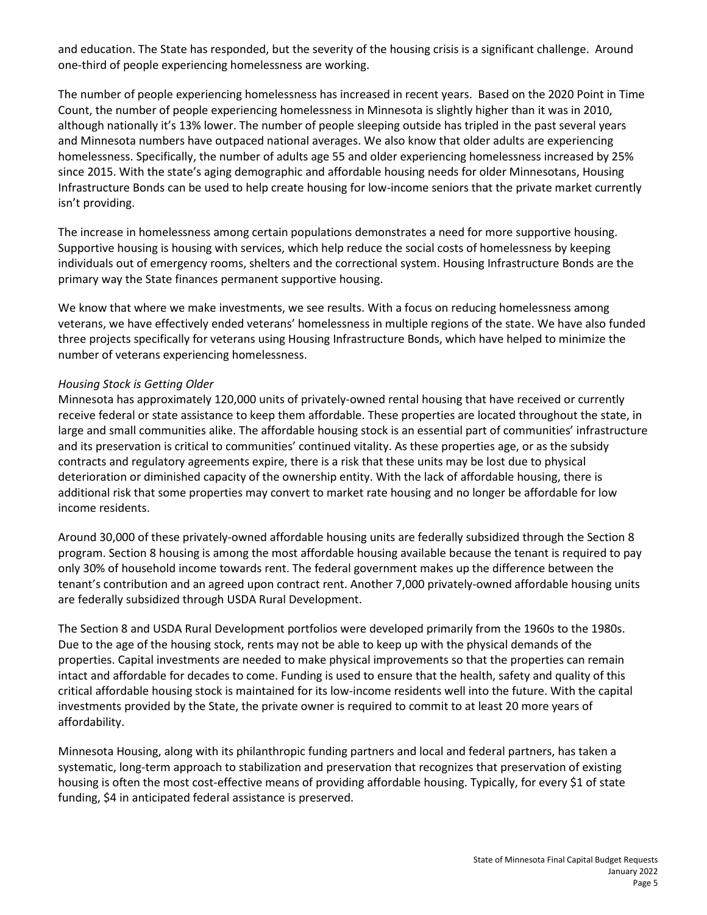and education. The State has responded, but the severity of the housing crisis is a significant challenge. Around one-third of people experiencing homelessness are working.

The number of people experiencing homelessness has increased in recent years. Based on the 2020 Point in Time Count, the number of people experiencing homelessness in Minnesota is slightly higher than it was in 2010, although nationally it's 13% lower. The number of people sleeping outside has tripled in the past several years and Minnesota numbers have outpaced national averages. We also know that older adults are experiencing homelessness. Specifically, the number of adults age 55 and older experiencing homelessness increased by 25% since 2015. With the state's aging demographic and affordable housing needs for older Minnesotans, Housing Infrastructure Bonds can be used to help create housing for low-income seniors that the private market currently isn't providing.

The increase in homelessness among certain populations demonstrates a need for more supportive housing. Supportive housing is housing with services, which help reduce the social costs of homelessness by keeping individuals out of emergency rooms, shelters and the correctional system. Housing Infrastructure Bonds are the primary way the State finances permanent supportive housing.

We know that where we make investments, we see results. With a focus on reducing homelessness among veterans, we have effectively ended veterans' homelessness in multiple regions of the state. We have also funded three projects specifically for veterans using Housing Infrastructure Bonds, which have helped to minimize the number of veterans experiencing homelessness.

*Housing Stock is Getting Older*

Minnesota has approximately 120,000 units of privately-owned rental housing that have received or currently receive federal or state assistance to keep them affordable. These properties are located throughout the state, in large and small communities alike. The affordable housing stock is an essential part of communities' infrastructure and its preservation is critical to communities' continued vitality. As these properties age, or as the subsidy contracts and regulatory agreements expire, there is a risk that these units may be lost due to physical deterioration or diminished capacity of the ownership entity. With the lack of affordable housing, there is additional risk that some properties may convert to market rate housing and no longer be affordable for low income residents.

Around 30,000 of these privately-owned affordable housing units are federally subsidized through the Section 8 program. Section 8 housing is among the most affordable housing available because the tenant is required to pay only 30% of household income towards rent. The federal government makes up the difference between the tenant's contribution and an agreed upon contract rent. Another 7,000 privately-owned affordable housing units are federally subsidized through USDA Rural Development.

The Section 8 and USDA Rural Development portfolios were developed primarily from the 1960s to the 1980s. Due to the age of the housing stock, rents may not be able to keep up with the physical demands of the properties. Capital investments are needed to make physical improvements so that the properties can remain intact and affordable for decades to come. Funding is used to ensure that the health, safety and quality of this critical affordable housing stock is maintained for its low-income residents well into the future. With the capital investments provided by the State, the private owner is required to commit to at least 20 more years of affordability.

Minnesota Housing, along with its philanthropic funding partners and local and federal partners, has taken a systematic, long-term approach to stabilization and preservation that recognizes that preservation of existing housing is often the most cost-effective means of providing affordable housing. Typically, for every $1 of state funding, $4 in anticipated federal assistance is preserved.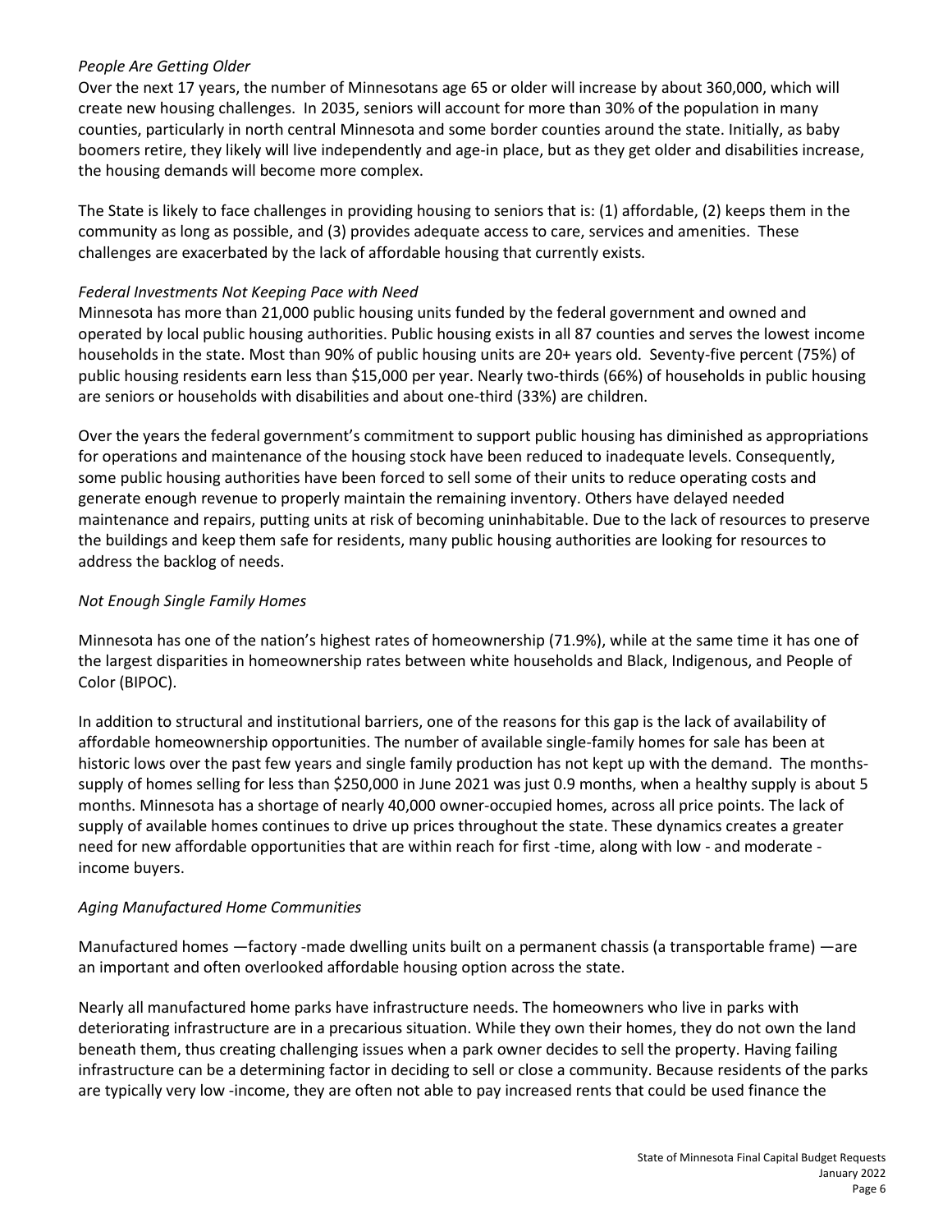*People Are Getting Older*

Over the next 17 years, the number of Minnesotans age 65 or older will increase by about 360,000, which will create new housing challenges. In 2035, seniors will account for more than 30% of the population in many counties, particularly in north central Minnesota and some border counties around the state. Initially, as baby boomers retire, they likely will live independently and age-in place, but as they get older and disabilities increase, the housing demands will become more complex.

The State is likely to face challenges in providing housing to seniors that is: (1) affordable, (2) keeps them in the community as long as possible, and (3) provides adequate access to care, services and amenities. These challenges are exacerbated by the lack of affordable housing that currently exists.

*Federal Investments Not Keeping Pace with Need*

Minnesota has more than 21,000 public housing units funded by the federal government and owned and operated by local public housing authorities. Public housing exists in all 87 counties and serves the lowest income households in the state. Most than 90% of public housing units are 20+ years old. Seventy-five percent (75%) of public housing residents earn less than $15,000 per year. Nearly two-thirds (66%) of households in public housing are seniors or households with disabilities and about one-third (33%) are children.

Over the years the federal government's commitment to support public housing has diminished as appropriations for operations and maintenance of the housing stock have been reduced to inadequate levels. Consequently, some public housing authorities have been forced to sell some of their units to reduce operating costs and generate enough revenue to properly maintain the remaining inventory. Others have delayed needed maintenance and repairs, putting units at risk of becoming uninhabitable. Due to the lack of resources to preserve the buildings and keep them safe for residents, many public housing authorities are looking for resources to address the backlog of needs.

*Not Enough Single Family Homes*

Minnesota has one of the nation's highest rates of homeownership (71.9%), while at the same time it has one of the largest disparities in homeownership rates between white households and Black, Indigenous, and People of Color (BIPOC).

In addition to structural and institutional barriers, one of the reasons for this gap is the lack of availability of affordable homeownership opportunities. The number of available single-family homes for sale has been at historic lows over the past few years and single family production has not kept up with the demand. The months-supply of homes selling for less than $250,000 in June 2021 was just 0.9 months, when a healthy supply is about 5 months. Minnesota has a shortage of nearly 40,000 owner-occupied homes, across all price points. The lack of supply of available homes continues to drive up prices throughout the state. These dynamics creates a greater need for new affordable opportunities that are within reach for first -time, along with low - and moderate - income buyers.

*Aging Manufactured Home Communities*

Manufactured homes —factory -made dwelling units built on a permanent chassis (a transportable frame) —are an important and often overlooked affordable housing option across the state.

Nearly all manufactured home parks have infrastructure needs. The homeowners who live in parks with deteriorating infrastructure are in a precarious situation. While they own their homes, they do not own the land beneath them, thus creating challenging issues when a park owner decides to sell the property. Having failing infrastructure can be a determining factor in deciding to sell or close a community. Because residents of the parks are typically very low -income, they are often not able to pay increased rents that could be used finance the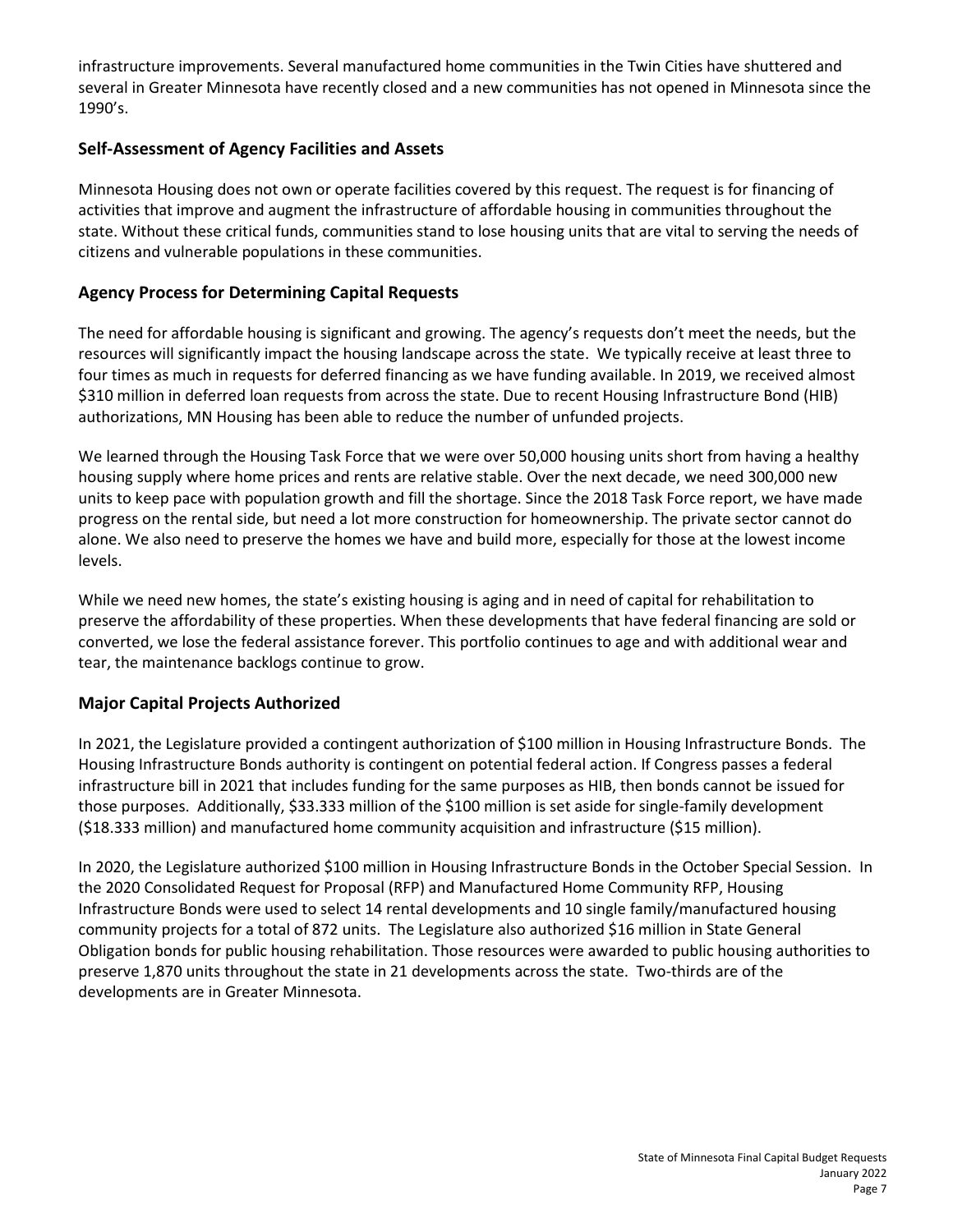infrastructure improvements. Several manufactured home communities in the Twin Cities have shuttered and several in Greater Minnesota have recently closed and a new communities has not opened in Minnesota since the 1990's.

## Self-Assessment of Agency Facilities and Assets

Minnesota Housing does not own or operate facilities covered by this request. The request is for financing of activities that improve and augment the infrastructure of affordable housing in communities throughout the state. Without these critical funds, communities stand to lose housing units that are vital to serving the needs of citizens and vulnerable populations in these communities.

## Agency Process for Determining Capital Requests

The need for affordable housing is significant and growing. The agency's requests don't meet the needs, but the resources will significantly impact the housing landscape across the state. We typically receive at least three to four times as much in requests for deferred financing as we have funding available. In 2019, we received almost $310 million in deferred loan requests from across the state. Due to recent Housing Infrastructure Bond (HIB) authorizations, MN Housing has been able to reduce the number of unfunded projects.

We learned through the Housing Task Force that we were over 50,000 housing units short from having a healthy housing supply where home prices and rents are relative stable. Over the next decade, we need 300,000 new units to keep pace with population growth and fill the shortage. Since the 2018 Task Force report, we have made progress on the rental side, but need a lot more construction for homeownership. The private sector cannot do alone. We also need to preserve the homes we have and build more, especially for those at the lowest income levels.

While we need new homes, the state's existing housing is aging and in need of capital for rehabilitation to preserve the affordability of these properties. When these developments that have federal financing are sold or converted, we lose the federal assistance forever. This portfolio continues to age and with additional wear and tear, the maintenance backlogs continue to grow.

## Major Capital Projects Authorized

In 2021, the Legislature provided a contingent authorization of $100 million in Housing Infrastructure Bonds. The Housing Infrastructure Bonds authority is contingent on potential federal action. If Congress passes a federal infrastructure bill in 2021 that includes funding for the same purposes as HIB, then bonds cannot be issued for those purposes. Additionally, $33.333 million of the $100 million is set aside for single-family development ($18.333 million) and manufactured home community acquisition and infrastructure ($15 million).

In 2020, the Legislature authorized $100 million in Housing Infrastructure Bonds in the October Special Session. In the 2020 Consolidated Request for Proposal (RFP) and Manufactured Home Community RFP, Housing Infrastructure Bonds were used to select 14 rental developments and 10 single family/manufactured housing community projects for a total of 872 units. The Legislature also authorized $16 million in State General Obligation bonds for public housing rehabilitation. Those resources were awarded to public housing authorities to preserve 1,870 units throughout the state in 21 developments across the state. Two-thirds are of the developments are in Greater Minnesota.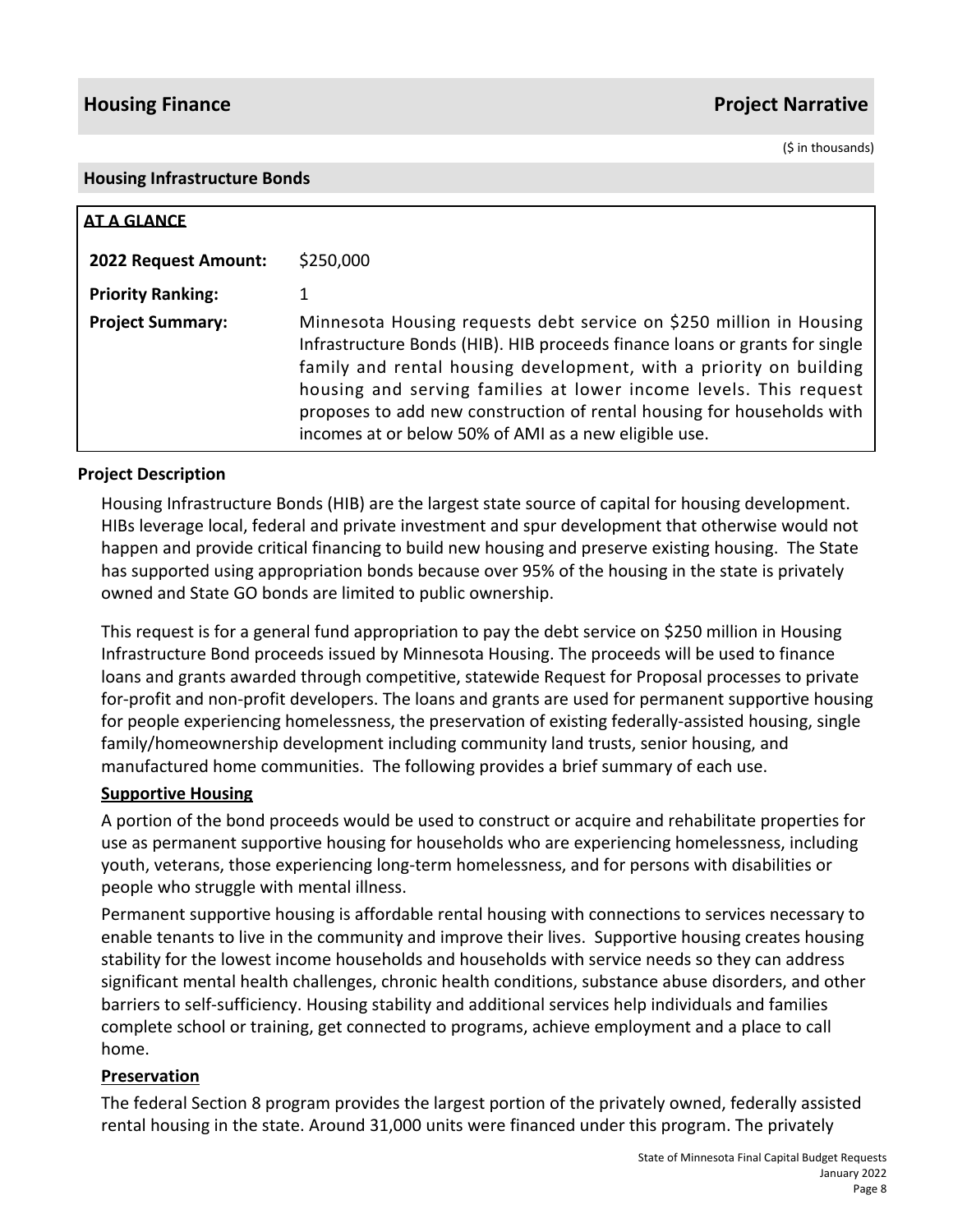## Housing Finance — Project Narrative

($ in thousands)

### Housing Infrastructure Bonds

**AT A GLANCE**

| | |
|---|---|
| **2022 Request Amount:** | $250,000 |
| **Priority Ranking:** | 1 |
| **Project Summary:** | Minnesota Housing requests debt service on $250 million in Housing Infrastructure Bonds (HIB). HIB proceeds finance loans or grants for single family and rental housing development, with a priority on building housing and serving families at lower income levels. This request proposes to add new construction of rental housing for households with incomes at or below 50% of AMI as a new eligible use. |

**Project Description**

Housing Infrastructure Bonds (HIB) are the largest state source of capital for housing development. HIBs leverage local, federal and private investment and spur development that otherwise would not happen and provide critical financing to build new housing and preserve existing housing. The State has supported using appropriation bonds because over 95% of the housing in the state is privately owned and State GO bonds are limited to public ownership.

This request is for a general fund appropriation to pay the debt service on $250 million in Housing Infrastructure Bond proceeds issued by Minnesota Housing. The proceeds will be used to finance loans and grants awarded through competitive, statewide Request for Proposal processes to private for-profit and non-profit developers. The loans and grants are used for permanent supportive housing for people experiencing homelessness, the preservation of existing federally-assisted housing, single family/homeownership development including community land trusts, senior housing, and manufactured home communities. The following provides a brief summary of each use.

**Supportive Housing**

A portion of the bond proceeds would be used to construct or acquire and rehabilitate properties for use as permanent supportive housing for households who are experiencing homelessness, including youth, veterans, those experiencing long-term homelessness, and for persons with disabilities or people who struggle with mental illness.

Permanent supportive housing is affordable rental housing with connections to services necessary to enable tenants to live in the community and improve their lives. Supportive housing creates housing stability for the lowest income households and households with service needs so they can address significant mental health challenges, chronic health conditions, substance abuse disorders, and other barriers to self-sufficiency. Housing stability and additional services help individuals and families complete school or training, get connected to programs, achieve employment and a place to call home.

**Preservation**

The federal Section 8 program provides the largest portion of the privately owned, federally assisted rental housing in the state. Around 31,000 units were financed under this program. The privately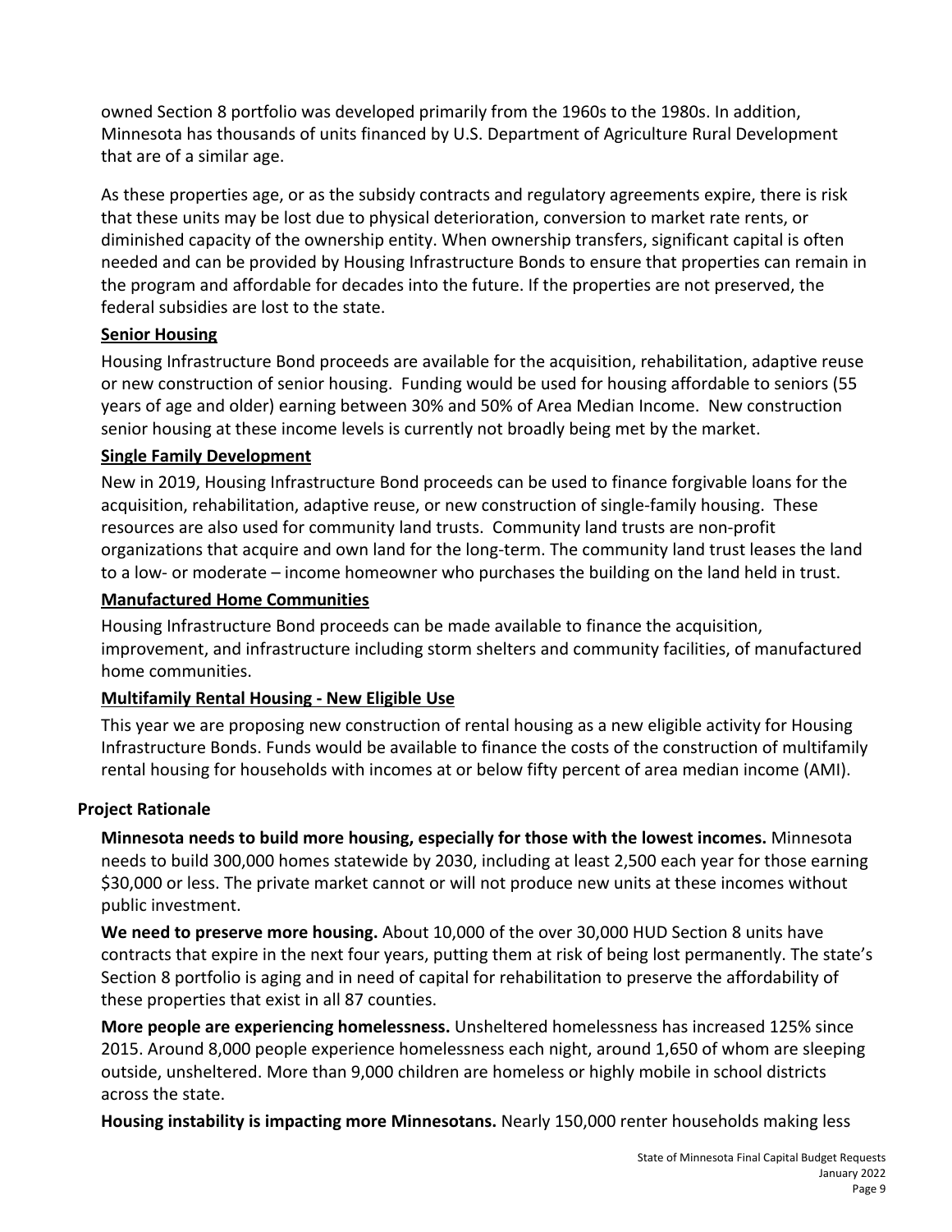owned Section 8 portfolio was developed primarily from the 1960s to the 1980s. In addition, Minnesota has thousands of units financed by U.S. Department of Agriculture Rural Development that are of a similar age.

As these properties age, or as the subsidy contracts and regulatory agreements expire, there is risk that these units may be lost due to physical deterioration, conversion to market rate rents, or diminished capacity of the ownership entity. When ownership transfers, significant capital is often needed and can be provided by Housing Infrastructure Bonds to ensure that properties can remain in the program and affordable for decades into the future. If the properties are not preserved, the federal subsidies are lost to the state.

**Senior Housing**

Housing Infrastructure Bond proceeds are available for the acquisition, rehabilitation, adaptive reuse or new construction of senior housing. Funding would be used for housing affordable to seniors (55 years of age and older) earning between 30% and 50% of Area Median Income. New construction senior housing at these income levels is currently not broadly being met by the market.

**Single Family Development**

New in 2019, Housing Infrastructure Bond proceeds can be used to finance forgivable loans for the acquisition, rehabilitation, adaptive reuse, or new construction of single-family housing. These resources are also used for community land trusts. Community land trusts are non-profit organizations that acquire and own land for the long-term. The community land trust leases the land to a low- or moderate – income homeowner who purchases the building on the land held in trust.

**Manufactured Home Communities**

Housing Infrastructure Bond proceeds can be made available to finance the acquisition, improvement, and infrastructure including storm shelters and community facilities, of manufactured home communities.

**Multifamily Rental Housing - New Eligible Use**

This year we are proposing new construction of rental housing as a new eligible activity for Housing Infrastructure Bonds. Funds would be available to finance the costs of the construction of multifamily rental housing for households with incomes at or below fifty percent of area median income (AMI).

## Project Rationale

**Minnesota needs to build more housing, especially for those with the lowest incomes.** Minnesota needs to build 300,000 homes statewide by 2030, including at least 2,500 each year for those earning $30,000 or less. The private market cannot or will not produce new units at these incomes without public investment.

**We need to preserve more housing.** About 10,000 of the over 30,000 HUD Section 8 units have contracts that expire in the next four years, putting them at risk of being lost permanently. The state's Section 8 portfolio is aging and in need of capital for rehabilitation to preserve the affordability of these properties that exist in all 87 counties.

**More people are experiencing homelessness.** Unsheltered homelessness has increased 125% since 2015. Around 8,000 people experience homelessness each night, around 1,650 of whom are sleeping outside, unsheltered. More than 9,000 children are homeless or highly mobile in school districts across the state.

**Housing instability is impacting more Minnesotans.** Nearly 150,000 renter households making less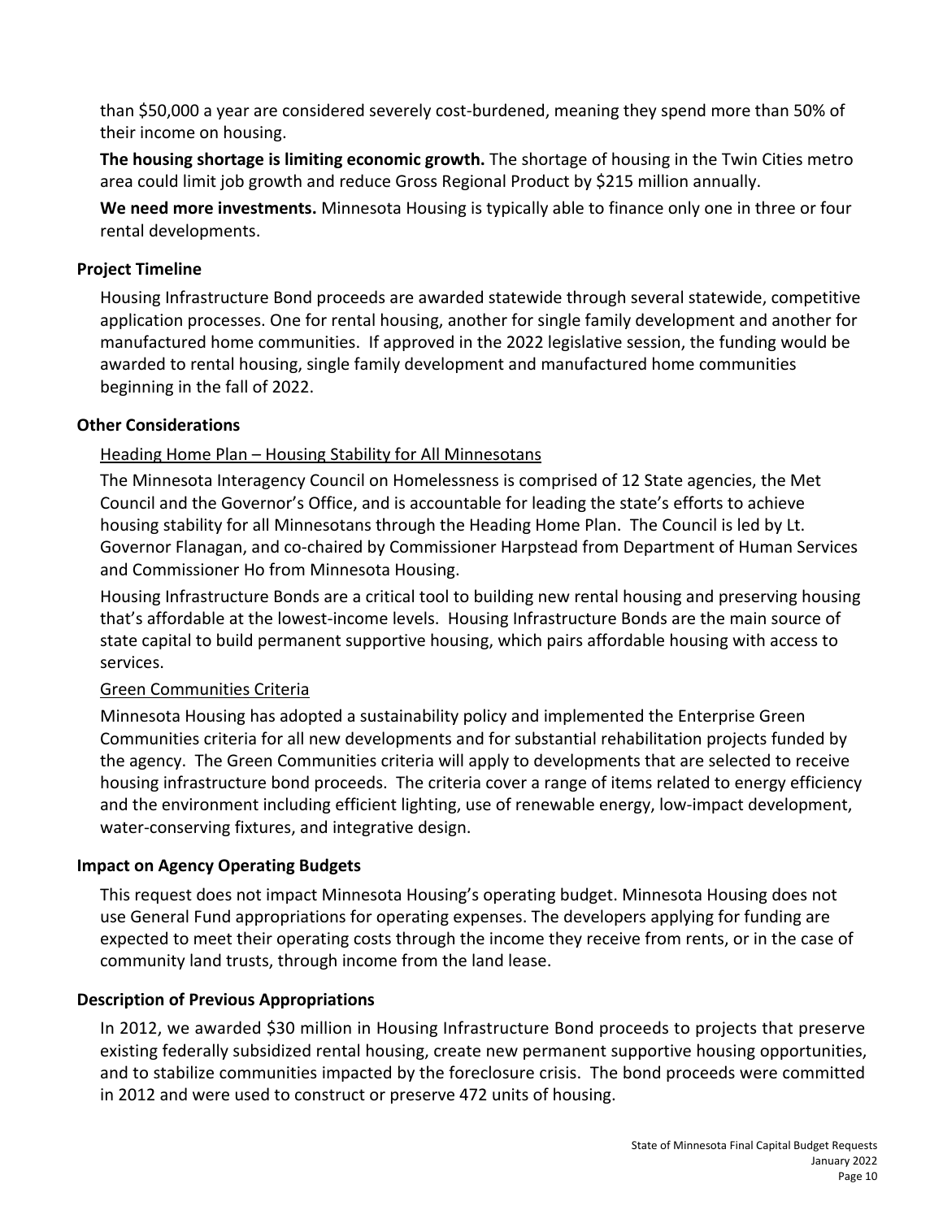than $50,000 a year are considered severely cost-burdened, meaning they spend more than 50% of their income on housing.

**The housing shortage is limiting economic growth.** The shortage of housing in the Twin Cities metro area could limit job growth and reduce Gross Regional Product by $215 million annually.

**We need more investments.** Minnesota Housing is typically able to finance only one in three or four rental developments.

## Project Timeline

Housing Infrastructure Bond proceeds are awarded statewide through several statewide, competitive application processes. One for rental housing, another for single family development and another for manufactured home communities. If approved in the 2022 legislative session, the funding would be awarded to rental housing, single family development and manufactured home communities beginning in the fall of 2022.

## Other Considerations

Heading Home Plan – Housing Stability for All Minnesotans

The Minnesota Interagency Council on Homelessness is comprised of 12 State agencies, the Met Council and the Governor's Office, and is accountable for leading the state's efforts to achieve housing stability for all Minnesotans through the Heading Home Plan. The Council is led by Lt. Governor Flanagan, and co-chaired by Commissioner Harpstead from Department of Human Services and Commissioner Ho from Minnesota Housing.

Housing Infrastructure Bonds are a critical tool to building new rental housing and preserving housing that's affordable at the lowest-income levels. Housing Infrastructure Bonds are the main source of state capital to build permanent supportive housing, which pairs affordable housing with access to services.

Green Communities Criteria

Minnesota Housing has adopted a sustainability policy and implemented the Enterprise Green Communities criteria for all new developments and for substantial rehabilitation projects funded by the agency. The Green Communities criteria will apply to developments that are selected to receive housing infrastructure bond proceeds. The criteria cover a range of items related to energy efficiency and the environment including efficient lighting, use of renewable energy, low-impact development, water-conserving fixtures, and integrative design.

## Impact on Agency Operating Budgets

This request does not impact Minnesota Housing's operating budget. Minnesota Housing does not use General Fund appropriations for operating expenses. The developers applying for funding are expected to meet their operating costs through the income they receive from rents, or in the case of community land trusts, through income from the land lease.

## Description of Previous Appropriations

In 2012, we awarded $30 million in Housing Infrastructure Bond proceeds to projects that preserve existing federally subsidized rental housing, create new permanent supportive housing opportunities, and to stabilize communities impacted by the foreclosure crisis. The bond proceeds were committed in 2012 and were used to construct or preserve 472 units of housing.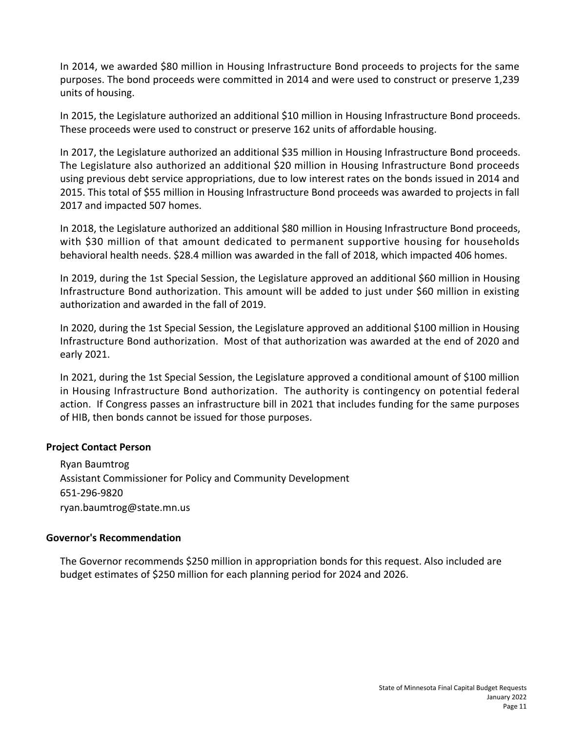In 2014, we awarded $80 million in Housing Infrastructure Bond proceeds to projects for the same purposes. The bond proceeds were committed in 2014 and were used to construct or preserve 1,239 units of housing.

In 2015, the Legislature authorized an additional $10 million in Housing Infrastructure Bond proceeds. These proceeds were used to construct or preserve 162 units of affordable housing.

In 2017, the Legislature authorized an additional $35 million in Housing Infrastructure Bond proceeds. The Legislature also authorized an additional $20 million in Housing Infrastructure Bond proceeds using previous debt service appropriations, due to low interest rates on the bonds issued in 2014 and 2015. This total of $55 million in Housing Infrastructure Bond proceeds was awarded to projects in fall 2017 and impacted 507 homes.

In 2018, the Legislature authorized an additional $80 million in Housing Infrastructure Bond proceeds, with $30 million of that amount dedicated to permanent supportive housing for households behavioral health needs. $28.4 million was awarded in the fall of 2018, which impacted 406 homes.

In 2019, during the 1st Special Session, the Legislature approved an additional $60 million in Housing Infrastructure Bond authorization. This amount will be added to just under $60 million in existing authorization and awarded in the fall of 2019.

In 2020, during the 1st Special Session, the Legislature approved an additional $100 million in Housing Infrastructure Bond authorization. Most of that authorization was awarded at the end of 2020 and early 2021.

In 2021, during the 1st Special Session, the Legislature approved a conditional amount of $100 million in Housing Infrastructure Bond authorization. The authority is contingency on potential federal action. If Congress passes an infrastructure bill in 2021 that includes funding for the same purposes of HIB, then bonds cannot be issued for those purposes.

### Project Contact Person

Ryan Baumtrog
Assistant Commissioner for Policy and Community Development
651-296-9820
ryan.baumtrog@state.mn.us

### Governor's Recommendation

The Governor recommends $250 million in appropriation bonds for this request. Also included are budget estimates of $250 million for each planning period for 2024 and 2026.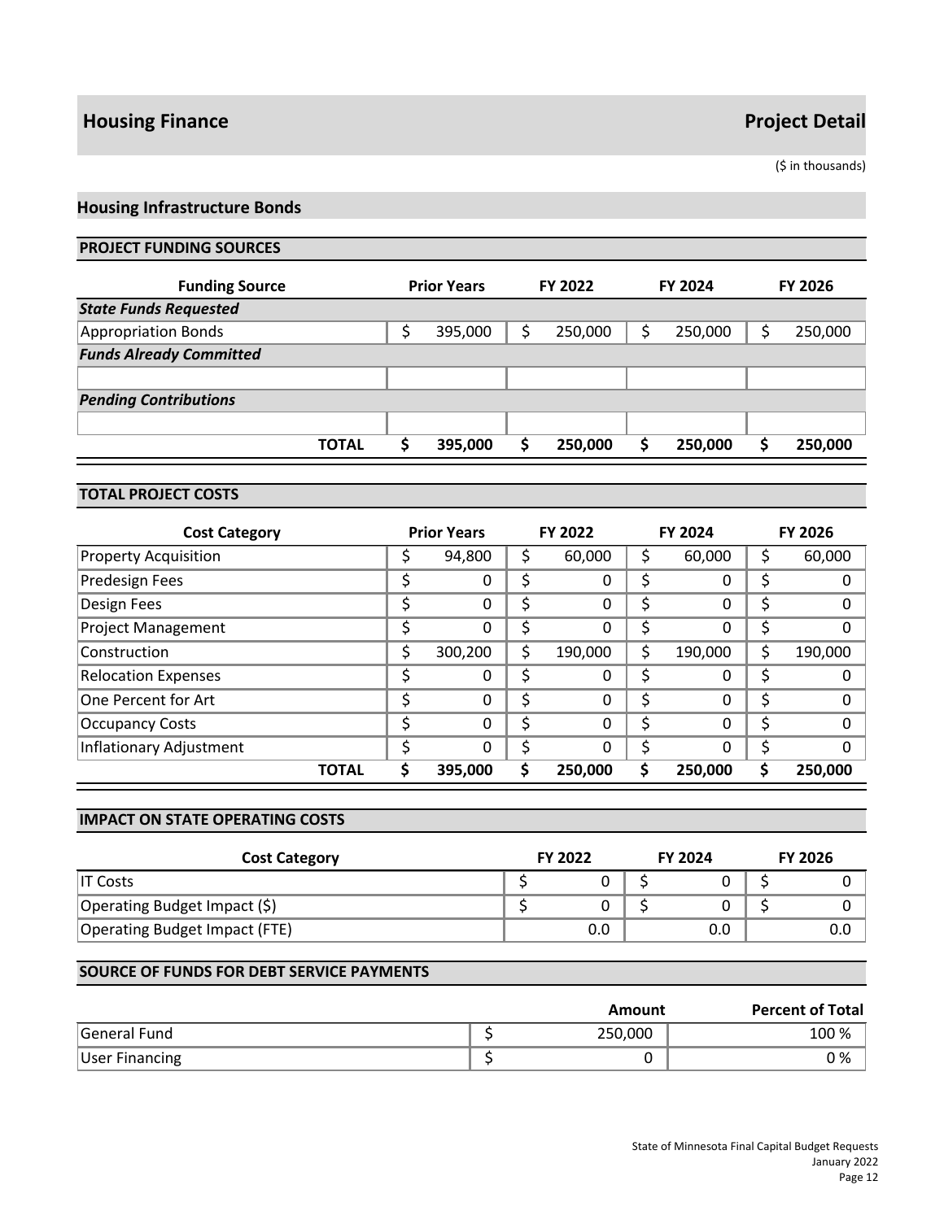## Housing Finance — Project Detail

($ in thousands)

### Housing Infrastructure Bonds

#### PROJECT FUNDING SOURCES

| Funding Source | Prior Years | FY 2022 | FY 2024 | FY 2026 |
|---|---|---|---|---|
| ***State Funds Requested*** | | | | |
| Appropriation Bonds | $ 395,000 | $ 250,000 | $ 250,000 | $ 250,000 |
| ***Funds Already Committed*** | | | | |
| | | | | |
| ***Pending Contributions*** | | | | |
| | | | | |
| **TOTAL** | **$ 395,000** | **$ 250,000** | **$ 250,000** | **$ 250,000** |

#### TOTAL PROJECT COSTS

| Cost Category | Prior Years | FY 2022 | FY 2024 | FY 2026 |
|---|---|---|---|---|
| Property Acquisition | $ 94,800 | $ 60,000 | $ 60,000 | $ 60,000 |
| Predesign Fees | $ 0 | $ 0 | $ 0 | $ 0 |
| Design Fees | $ 0 | $ 0 | $ 0 | $ 0 |
| Project Management | $ 0 | $ 0 | $ 0 | $ 0 |
| Construction | $ 300,200 | $ 190,000 | $ 190,000 | $ 190,000 |
| Relocation Expenses | $ 0 | $ 0 | $ 0 | $ 0 |
| One Percent for Art | $ 0 | $ 0 | $ 0 | $ 0 |
| Occupancy Costs | $ 0 | $ 0 | $ 0 | $ 0 |
| Inflationary Adjustment | $ 0 | $ 0 | $ 0 | $ 0 |
| **TOTAL** | **$ 395,000** | **$ 250,000** | **$ 250,000** | **$ 250,000** |

#### IMPACT ON STATE OPERATING COSTS

| Cost Category | FY 2022 | FY 2024 | FY 2026 |
|---|---|---|---|
| IT Costs | $ 0 | $ 0 | $ 0 |
| Operating Budget Impact ($) | $ 0 | $ 0 | $ 0 |
| Operating Budget Impact (FTE) | 0.0 | 0.0 | 0.0 |

#### SOURCE OF FUNDS FOR DEBT SERVICE PAYMENTS

| | Amount | Percent of Total |
|---|---|---|
| General Fund | $ 250,000 | 100 % |
| User Financing | $ 0 | 0 % |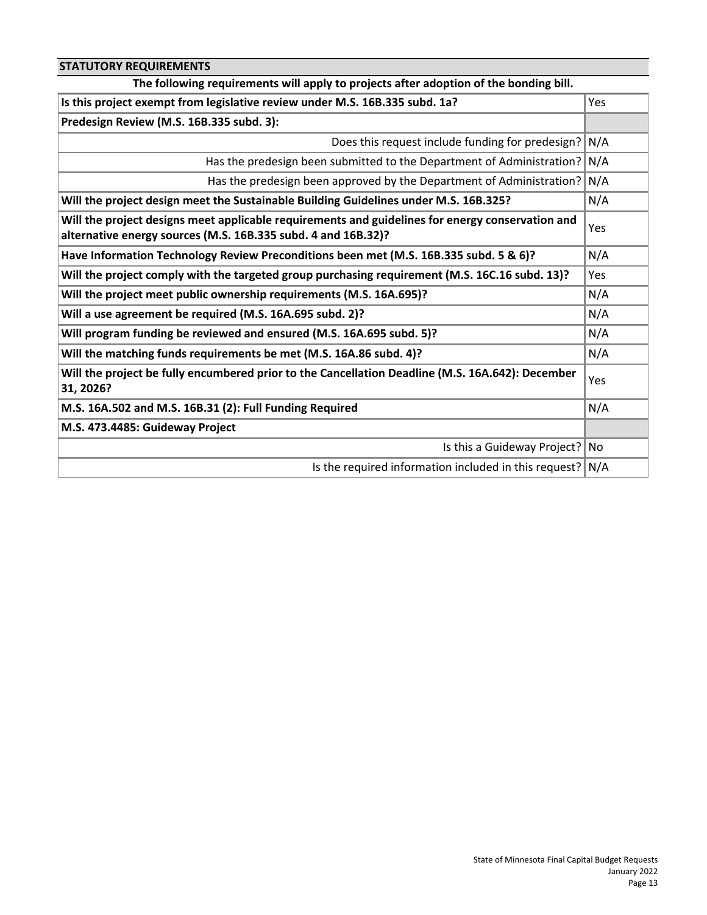## STATUTORY REQUIREMENTS

**The following requirements will apply to projects after adoption of the bonding bill.**

| Requirement | Response |
|---|---|
| **Is this project exempt from legislative review under M.S. 16B.335 subd. 1a?** | Yes |
| **Predesign Review (M.S. 16B.335 subd. 3):** | |
| Does this request include funding for predesign? | N/A |
| Has the predesign been submitted to the Department of Administration? | N/A |
| Has the predesign been approved by the Department of Administration? | N/A |
| **Will the project design meet the Sustainable Building Guidelines under M.S. 16B.325?** | N/A |
| **Will the project designs meet applicable requirements and guidelines for energy conservation and alternative energy sources (M.S. 16B.335 subd. 4 and 16B.32)?** | Yes |
| **Have Information Technology Review Preconditions been met (M.S. 16B.335 subd. 5 & 6)?** | N/A |
| **Will the project comply with the targeted group purchasing requirement (M.S. 16C.16 subd. 13)?** | Yes |
| **Will the project meet public ownership requirements (M.S. 16A.695)?** | N/A |
| **Will a use agreement be required (M.S. 16A.695 subd. 2)?** | N/A |
| **Will program funding be reviewed and ensured (M.S. 16A.695 subd. 5)?** | N/A |
| **Will the matching funds requirements be met (M.S. 16A.86 subd. 4)?** | N/A |
| **Will the project be fully encumbered prior to the Cancellation Deadline (M.S. 16A.642): December 31, 2026?** | Yes |
| **M.S. 16A.502 and M.S. 16B.31 (2): Full Funding Required** | N/A |
| **M.S. 473.4485: Guideway Project** | |
| Is this a Guideway Project? | No |
| Is the required information included in this request? | N/A |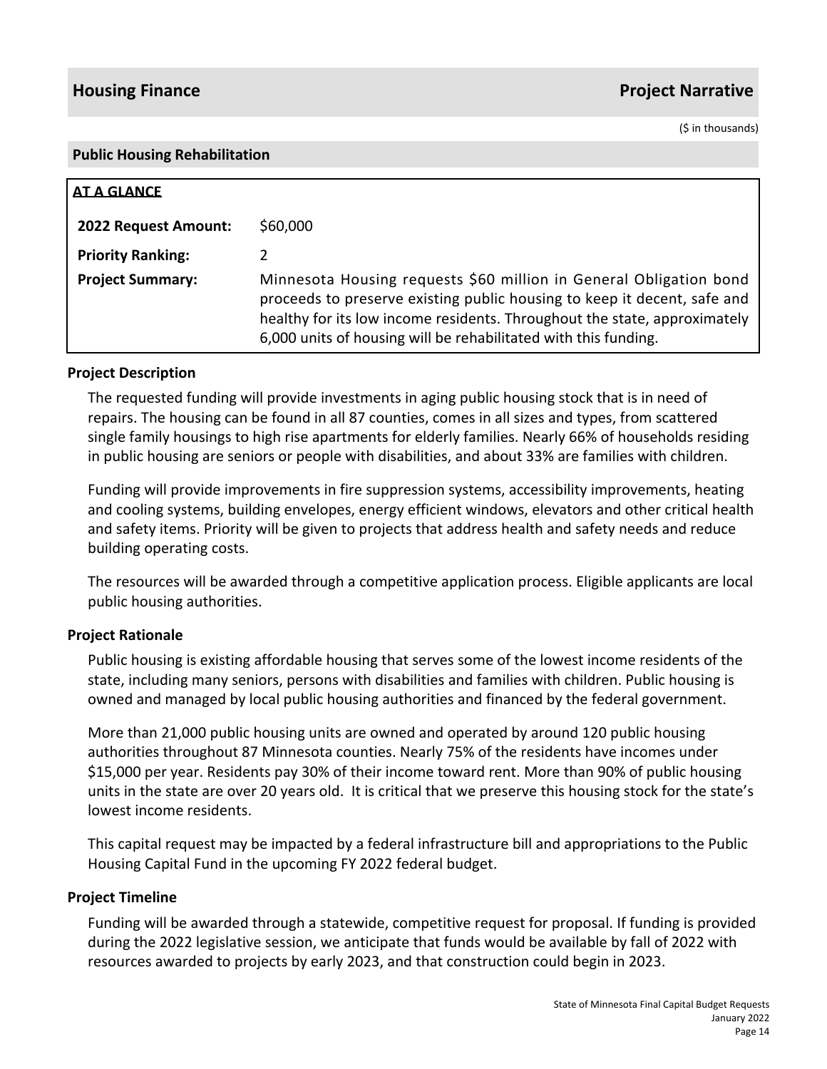## Housing Finance — Project Narrative

($ in thousands)

### Public Housing Rehabilitation

**AT A GLANCE**

| | |
|---|---|
| **2022 Request Amount:** | $60,000 |
| **Priority Ranking:** | 2 |
| **Project Summary:** | Minnesota Housing requests $60 million in General Obligation bond proceeds to preserve existing public housing to keep it decent, safe and healthy for its low income residents. Throughout the state, approximately 6,000 units of housing will be rehabilitated with this funding. |

**Project Description**

The requested funding will provide investments in aging public housing stock that is in need of repairs. The housing can be found in all 87 counties, comes in all sizes and types, from scattered single family housings to high rise apartments for elderly families. Nearly 66% of households residing in public housing are seniors or people with disabilities, and about 33% are families with children.

Funding will provide improvements in fire suppression systems, accessibility improvements, heating and cooling systems, building envelopes, energy efficient windows, elevators and other critical health and safety items. Priority will be given to projects that address health and safety needs and reduce building operating costs.

The resources will be awarded through a competitive application process. Eligible applicants are local public housing authorities.

**Project Rationale**

Public housing is existing affordable housing that serves some of the lowest income residents of the state, including many seniors, persons with disabilities and families with children. Public housing is owned and managed by local public housing authorities and financed by the federal government.

More than 21,000 public housing units are owned and operated by around 120 public housing authorities throughout 87 Minnesota counties. Nearly 75% of the residents have incomes under $15,000 per year. Residents pay 30% of their income toward rent. More than 90% of public housing units in the state are over 20 years old. It is critical that we preserve this housing stock for the state's lowest income residents.

This capital request may be impacted by a federal infrastructure bill and appropriations to the Public Housing Capital Fund in the upcoming FY 2022 federal budget.

**Project Timeline**

Funding will be awarded through a statewide, competitive request for proposal. If funding is provided during the 2022 legislative session, we anticipate that funds would be available by fall of 2022 with resources awarded to projects by early 2023, and that construction could begin in 2023.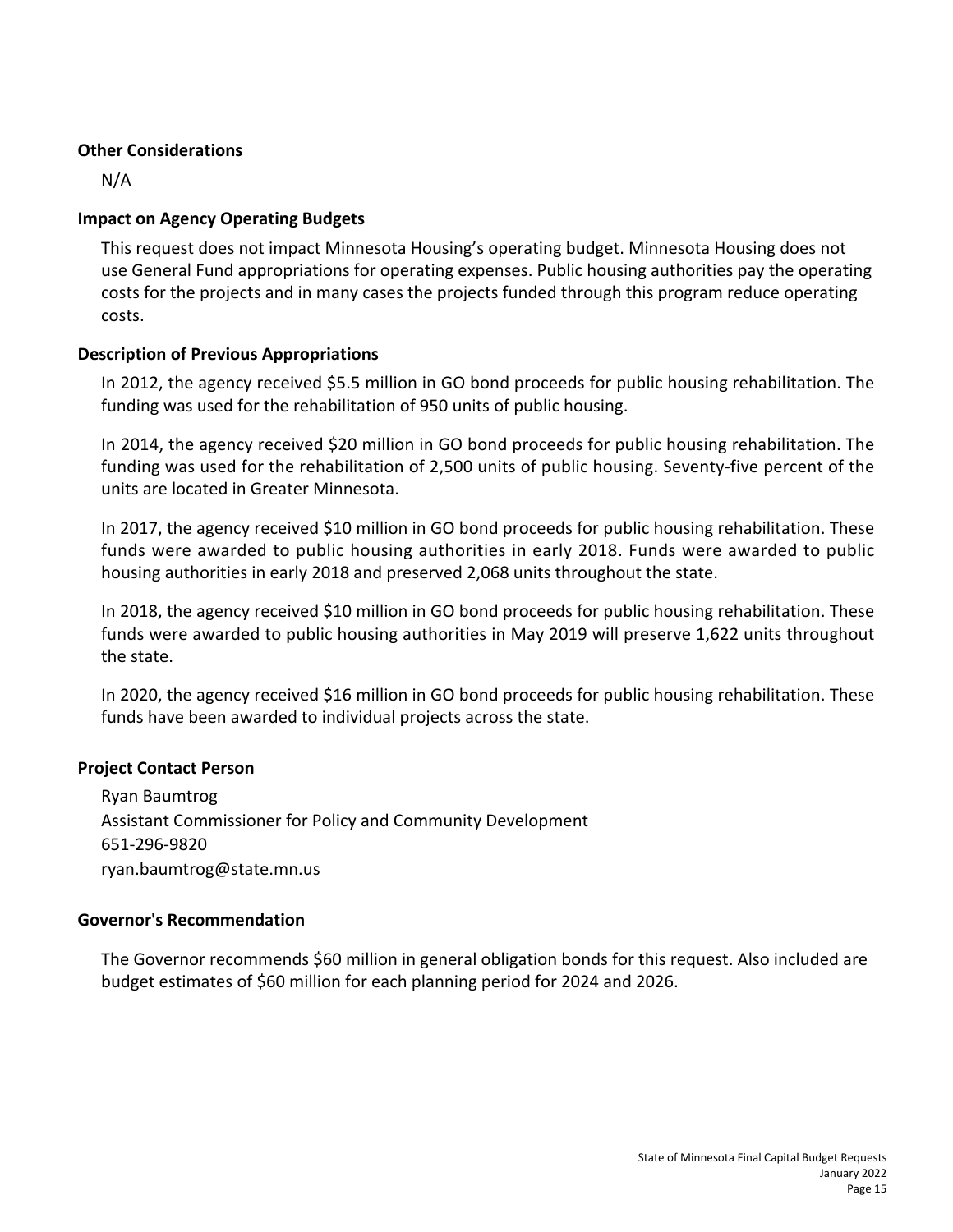### Other Considerations

N/A

### Impact on Agency Operating Budgets

This request does not impact Minnesota Housing's operating budget. Minnesota Housing does not use General Fund appropriations for operating expenses. Public housing authorities pay the operating costs for the projects and in many cases the projects funded through this program reduce operating costs.

### Description of Previous Appropriations

In 2012, the agency received $5.5 million in GO bond proceeds for public housing rehabilitation. The funding was used for the rehabilitation of 950 units of public housing.

In 2014, the agency received $20 million in GO bond proceeds for public housing rehabilitation. The funding was used for the rehabilitation of 2,500 units of public housing. Seventy-five percent of the units are located in Greater Minnesota.

In 2017, the agency received $10 million in GO bond proceeds for public housing rehabilitation. These funds were awarded to public housing authorities in early 2018. Funds were awarded to public housing authorities in early 2018 and preserved 2,068 units throughout the state.

In 2018, the agency received $10 million in GO bond proceeds for public housing rehabilitation. These funds were awarded to public housing authorities in May 2019 will preserve 1,622 units throughout the state.

In 2020, the agency received $16 million in GO bond proceeds for public housing rehabilitation. These funds have been awarded to individual projects across the state.

### Project Contact Person

Ryan Baumtrog
Assistant Commissioner for Policy and Community Development
651-296-9820
ryan.baumtrog@state.mn.us

### Governor's Recommendation

The Governor recommends $60 million in general obligation bonds for this request. Also included are budget estimates of $60 million for each planning period for 2024 and 2026.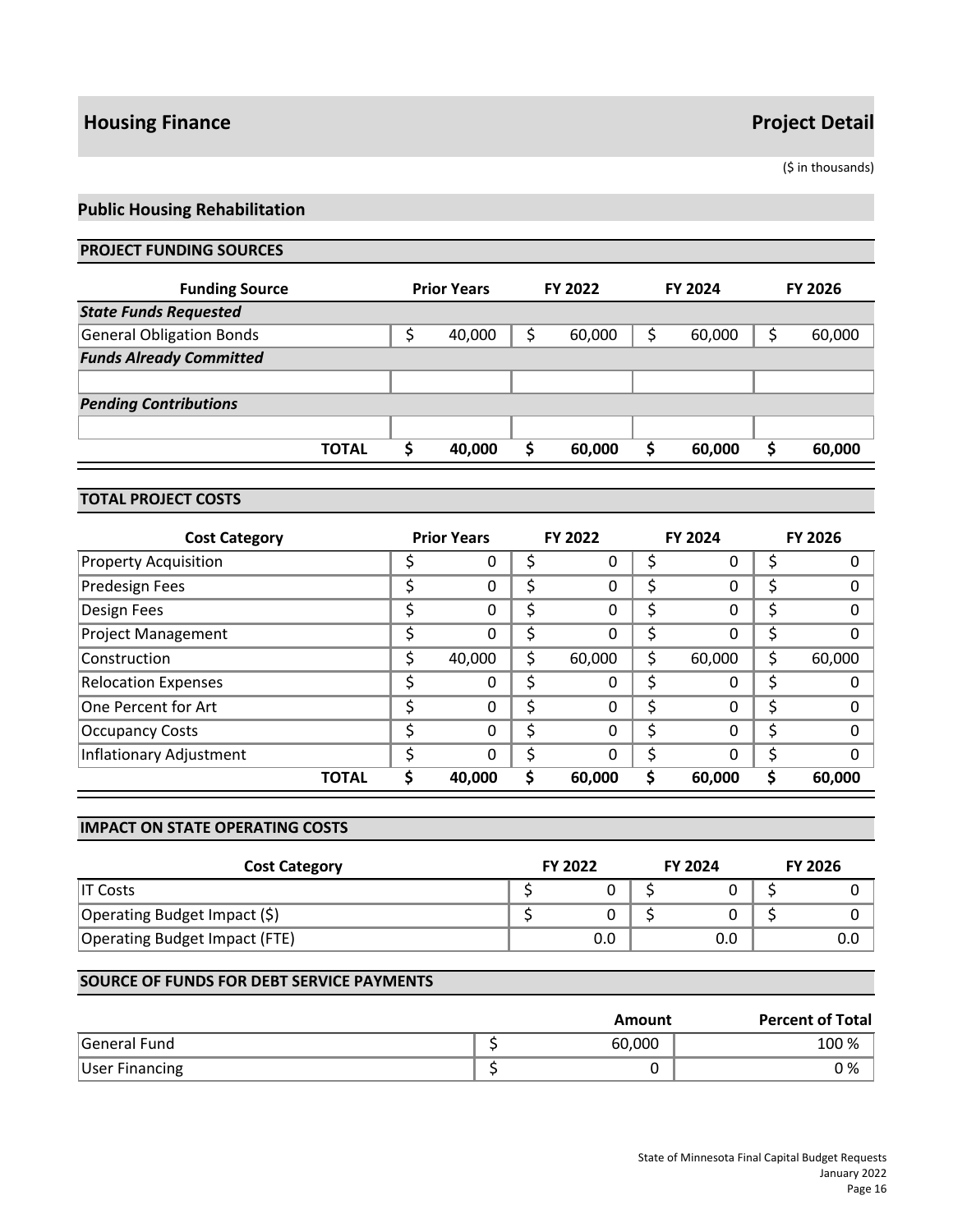## Housing Finance — Project Detail

($ in thousands)

### Public Housing Rehabilitation

#### PROJECT FUNDING SOURCES

| Funding Source | Prior Years | FY 2022 | FY 2024 | FY 2026 |
|---|---|---|---|---|
| ***State Funds Requested*** | | | | |
| General Obligation Bonds | $ 40,000 | $ 60,000 | $ 60,000 | $ 60,000 |
| ***Funds Already Committed*** | | | | |
| | | | | |
| ***Pending Contributions*** | | | | |
| | | | | |
| **TOTAL** | **$ 40,000** | **$ 60,000** | **$ 60,000** | **$ 60,000** |

#### TOTAL PROJECT COSTS

| Cost Category | Prior Years | FY 2022 | FY 2024 | FY 2026 |
|---|---|---|---|---|
| Property Acquisition | $ 0 | $ 0 | $ 0 | $ 0 |
| Predesign Fees | $ 0 | $ 0 | $ 0 | $ 0 |
| Design Fees | $ 0 | $ 0 | $ 0 | $ 0 |
| Project Management | $ 0 | $ 0 | $ 0 | $ 0 |
| Construction | $ 40,000 | $ 60,000 | $ 60,000 | $ 60,000 |
| Relocation Expenses | $ 0 | $ 0 | $ 0 | $ 0 |
| One Percent for Art | $ 0 | $ 0 | $ 0 | $ 0 |
| Occupancy Costs | $ 0 | $ 0 | $ 0 | $ 0 |
| Inflationary Adjustment | $ 0 | $ 0 | $ 0 | $ 0 |
| **TOTAL** | **$ 40,000** | **$ 60,000** | **$ 60,000** | **$ 60,000** |

#### IMPACT ON STATE OPERATING COSTS

| Cost Category | FY 2022 | FY 2024 | FY 2026 |
|---|---|---|---|
| IT Costs | $ 0 | $ 0 | $ 0 |
| Operating Budget Impact ($) | $ 0 | $ 0 | $ 0 |
| Operating Budget Impact (FTE) | 0.0 | 0.0 | 0.0 |

#### SOURCE OF FUNDS FOR DEBT SERVICE PAYMENTS

| | Amount | Percent of Total |
|---|---|---|
| General Fund | $ 60,000 | 100 % |
| User Financing | $ 0 | 0 % |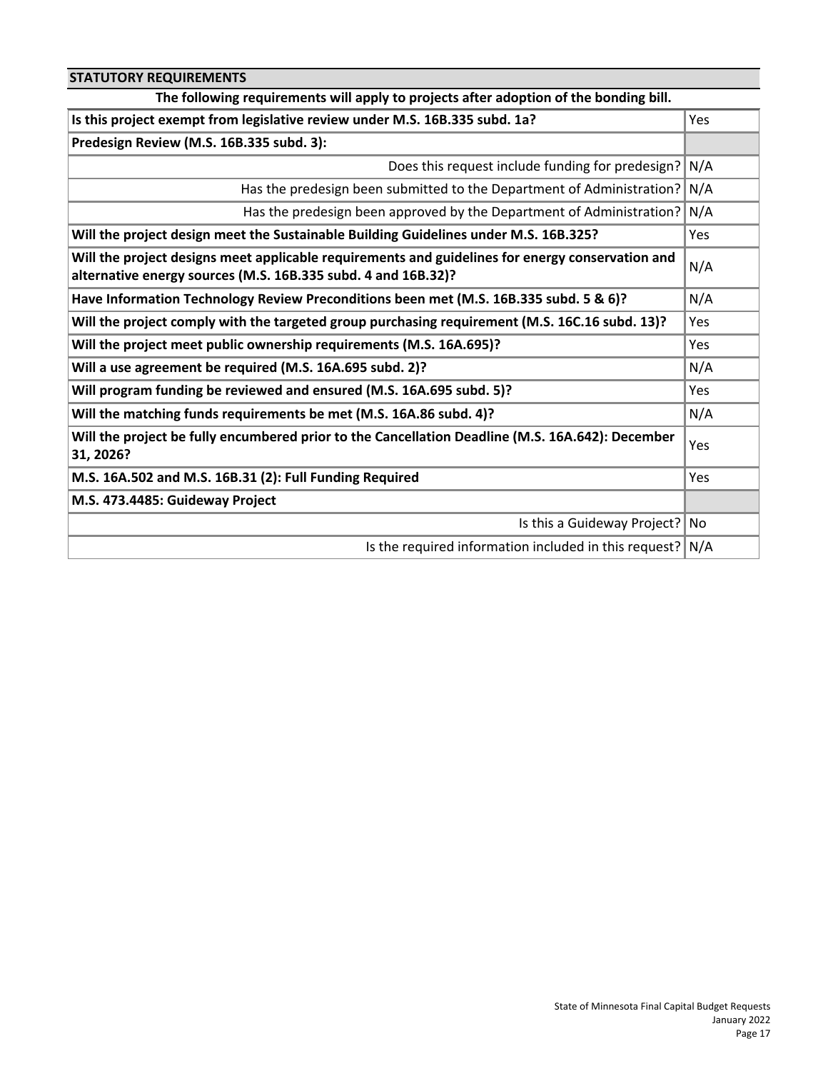## STATUTORY REQUIREMENTS

**The following requirements will apply to projects after adoption of the bonding bill.**

| | |
|---|---|
| **Is this project exempt from legislative review under M.S. 16B.335 subd. 1a?** | Yes |
| **Predesign Review (M.S. 16B.335 subd. 3):** | |
| Does this request include funding for predesign? | N/A |
| Has the predesign been submitted to the Department of Administration? | N/A |
| Has the predesign been approved by the Department of Administration? | N/A |
| **Will the project design meet the Sustainable Building Guidelines under M.S. 16B.325?** | Yes |
| **Will the project designs meet applicable requirements and guidelines for energy conservation and alternative energy sources (M.S. 16B.335 subd. 4 and 16B.32)?** | N/A |
| **Have Information Technology Review Preconditions been met (M.S. 16B.335 subd. 5 & 6)?** | N/A |
| **Will the project comply with the targeted group purchasing requirement (M.S. 16C.16 subd. 13)?** | Yes |
| **Will the project meet public ownership requirements (M.S. 16A.695)?** | Yes |
| **Will a use agreement be required (M.S. 16A.695 subd. 2)?** | N/A |
| **Will program funding be reviewed and ensured (M.S. 16A.695 subd. 5)?** | Yes |
| **Will the matching funds requirements be met (M.S. 16A.86 subd. 4)?** | N/A |
| **Will the project be fully encumbered prior to the Cancellation Deadline (M.S. 16A.642): December 31, 2026?** | Yes |
| **M.S. 16A.502 and M.S. 16B.31 (2): Full Funding Required** | Yes |
| **M.S. 473.4485: Guideway Project** | |
| Is this a Guideway Project? | No |
| Is the required information included in this request? | N/A |

State of Minnesota Final Capital Budget Requests
January 2022